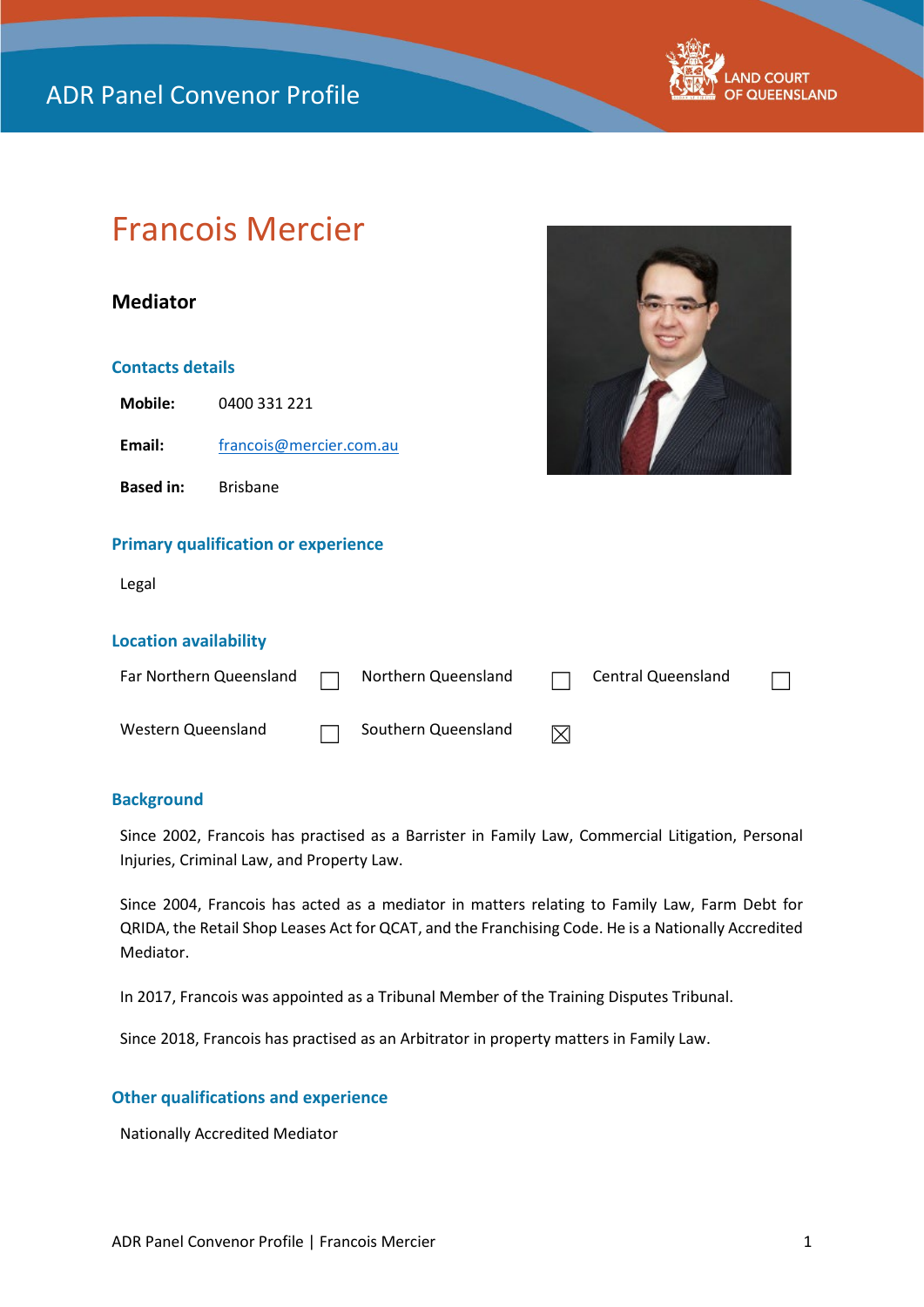ADR Panel Convenor Profile

LAND COURT OF QUEENSLAND

# Francois Mercier

## Mediator

### Contacts details

**Mobile:** 0400 331 221

**Email:** francois@mercier.com.au

**Based in:** Brisbane

### Primary qualification or experience

Legal

### Location availability

| | | | | | |
|---|---|---|---|---|---|
| Far Northern Queensland | ☐ | Northern Queensland | ☐ | Central Queensland | ☐ |
| Western Queensland | ☐ | Southern Queensland | ☒ | | |

### Background

Since 2002, Francois has practised as a Barrister in Family Law, Commercial Litigation, Personal Injuries, Criminal Law, and Property Law.

Since 2004, Francois has acted as a mediator in matters relating to Family Law, Farm Debt for QRIDA, the Retail Shop Leases Act for QCAT, and the Franchising Code. He is a Nationally Accredited Mediator.

In 2017, Francois was appointed as a Tribunal Member of the Training Disputes Tribunal.

Since 2018, Francois has practised as an Arbitrator in property matters in Family Law.

### Other qualifications and experience

Nationally Accredited Mediator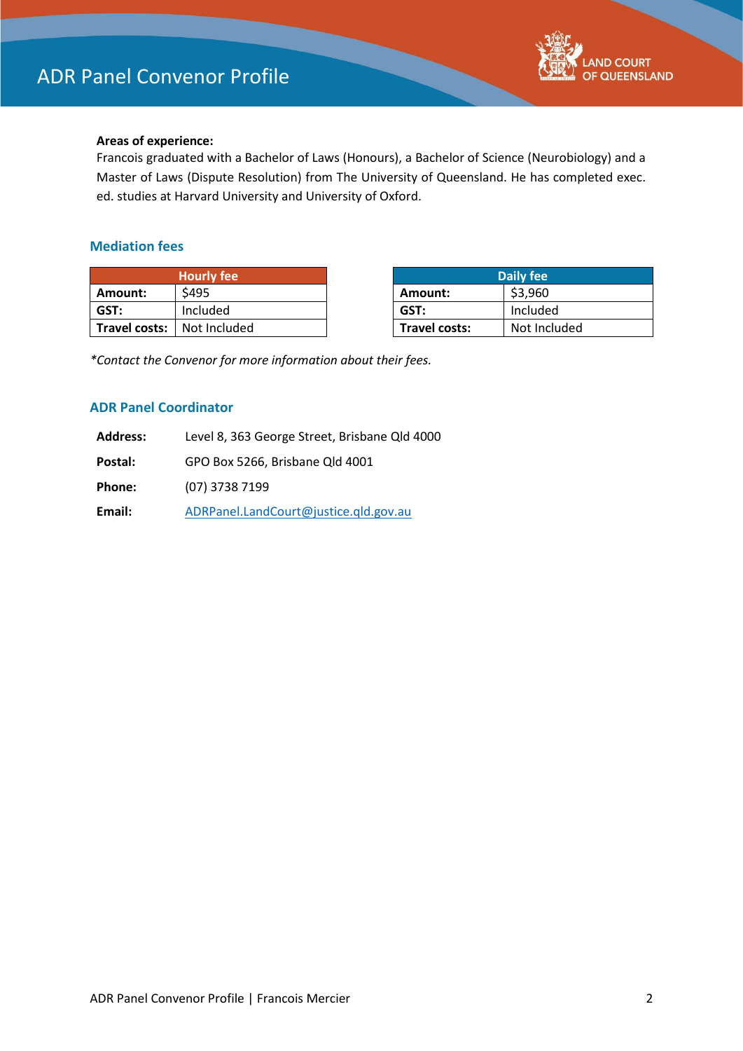**Areas of experience:**
Francois graduated with a Bachelor of Laws (Honours), a Bachelor of Science (Neurobiology) and a Master of Laws (Dispute Resolution) from The University of Queensland. He has completed exec. ed. studies at Harvard University and University of Oxford.

## Mediation fees

| Hourly fee | |
|---|---|
| **Amount:** | $495 |
| **GST:** | Included |
| **Travel costs:** | Not Included |

| Daily fee | |
|---|---|
| **Amount:** | $3,960 |
| **GST:** | Included |
| **Travel costs:** | Not Included |

*\*Contact the Convenor for more information about their fees.*

## ADR Panel Coordinator

**Address:** Level 8, 363 George Street, Brisbane Qld 4000

**Postal:** GPO Box 5266, Brisbane Qld 4001

**Phone:** (07) 3738 7199

**Email:** ADRPanel.LandCourt@justice.qld.gov.au